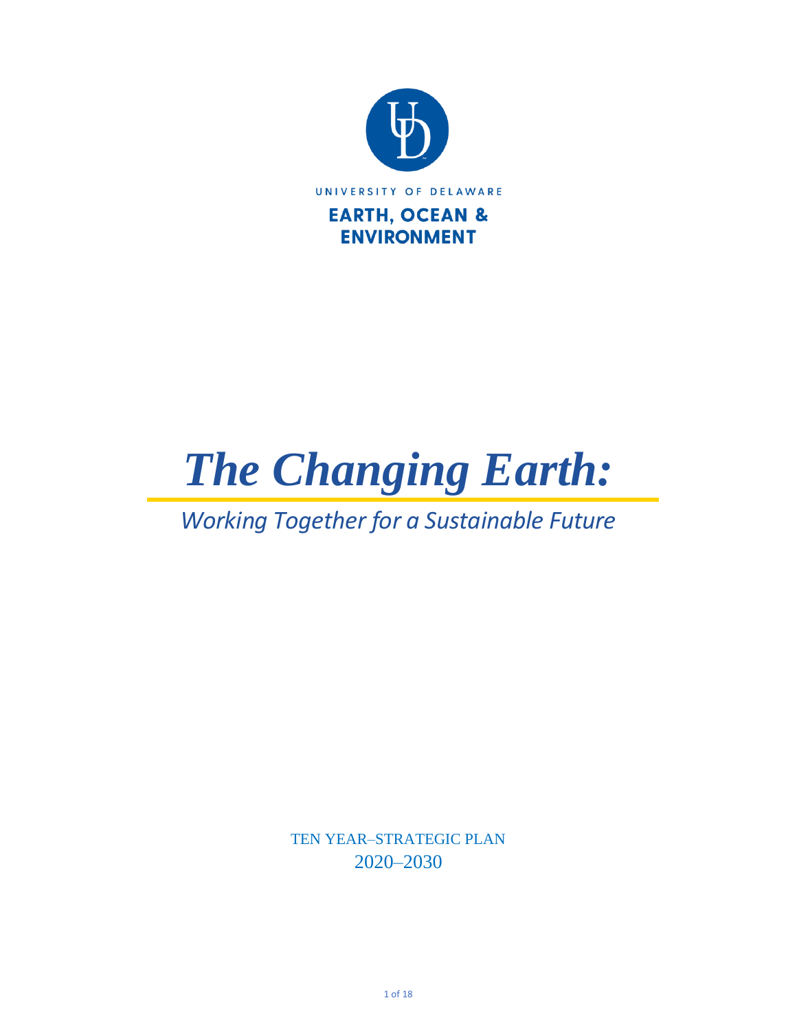UNIVERSITY OF DELAWARE

**EARTH, OCEAN & ENVIRONMENT**

# *The Changing Earth:*

## *Working Together for a Sustainable Future*

TEN YEAR–STRATEGIC PLAN

2020–2030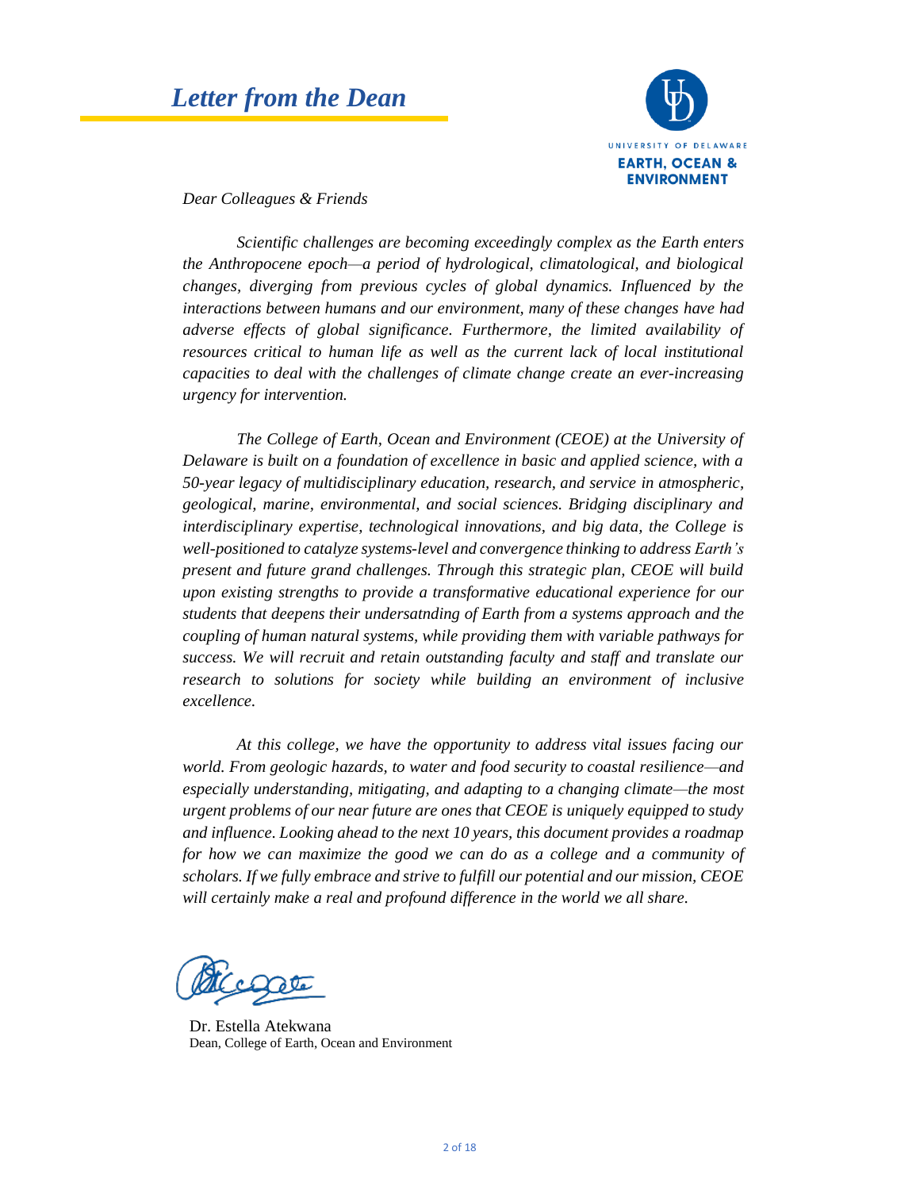# *Letter from the Dean*

UNIVERSITY OF DELAWARE
**EARTH, OCEAN & ENVIRONMENT**

*Dear Colleagues & Friends*

*Scientific challenges are becoming exceedingly complex as the Earth enters the Anthropocene epoch—a period of hydrological, climatological, and biological changes, diverging from previous cycles of global dynamics. Influenced by the interactions between humans and our environment, many of these changes have had adverse effects of global significance. Furthermore, the limited availability of resources critical to human life as well as the current lack of local institutional capacities to deal with the challenges of climate change create an ever-increasing urgency for intervention.*

*The College of Earth, Ocean and Environment (CEOE) at the University of Delaware is built on a foundation of excellence in basic and applied science, with a 50-year legacy of multidisciplinary education, research, and service in atmospheric, geological, marine, environmental, and social sciences. Bridging disciplinary and interdisciplinary expertise, technological innovations, and big data, the College is well-positioned to catalyze systems-level and convergence thinking to address Earth's present and future grand challenges. Through this strategic plan, CEOE will build upon existing strengths to provide a transformative educational experience for our students that deepens their undersatnding of Earth from a systems approach and the coupling of human natural systems, while providing them with variable pathways for success. We will recruit and retain outstanding faculty and staff and translate our research to solutions for society while building an environment of inclusive excellence.*

*At this college, we have the opportunity to address vital issues facing our world. From geologic hazards, to water and food security to coastal resilience—and especially understanding, mitigating, and adapting to a changing climate—the most urgent problems of our near future are ones that CEOE is uniquely equipped to study and influence. Looking ahead to the next 10 years, this document provides a roadmap for how we can maximize the good we can do as a college and a community of scholars. If we fully embrace and strive to fulfill our potential and our mission, CEOE will certainly make a real and profound difference in the world we all share.*

Dr. Estella Atekwana
Dean, College of Earth, Ocean and Environment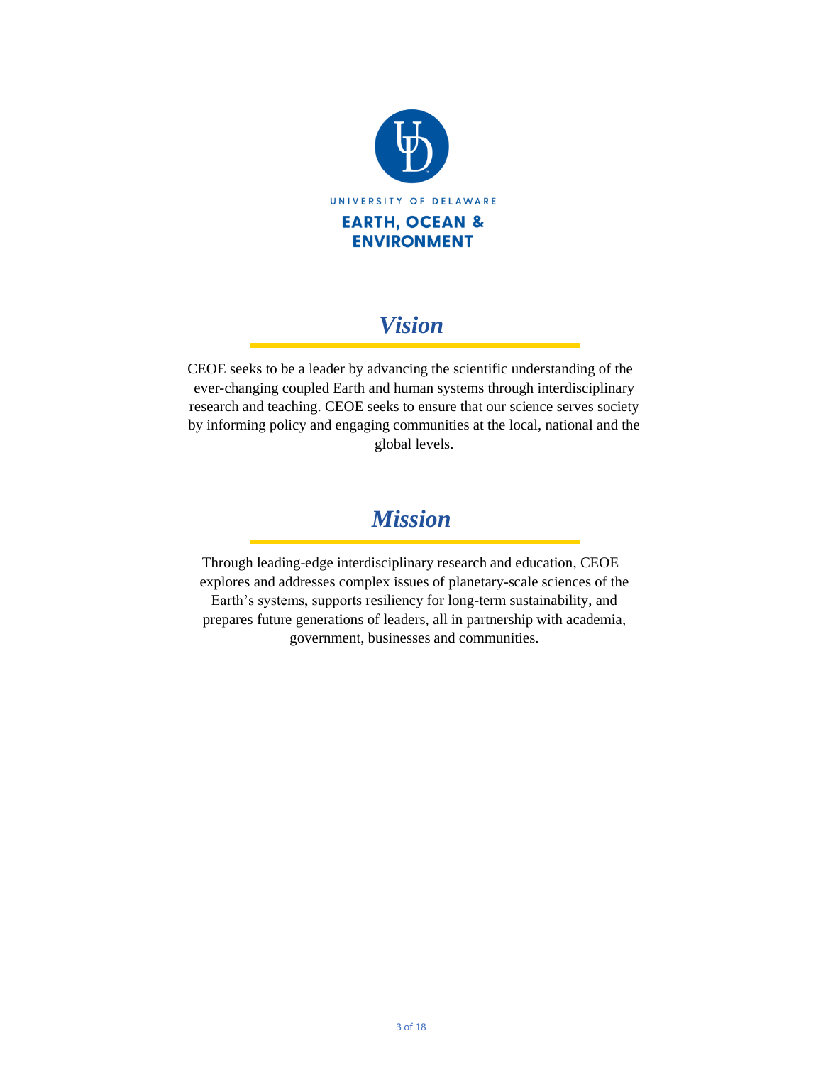UNIVERSITY OF DELAWARE

**EARTH, OCEAN & ENVIRONMENT**

## *Vision*

CEOE seeks to be a leader by advancing the scientific understanding of the ever-changing coupled Earth and human systems through interdisciplinary research and teaching. CEOE seeks to ensure that our science serves society by informing policy and engaging communities at the local, national and the global levels.

## *Mission*

Through leading-edge interdisciplinary research and education, CEOE explores and addresses complex issues of planetary-scale sciences of the Earth's systems, supports resiliency for long-term sustainability, and prepares future generations of leaders, all in partnership with academia, government, businesses and communities.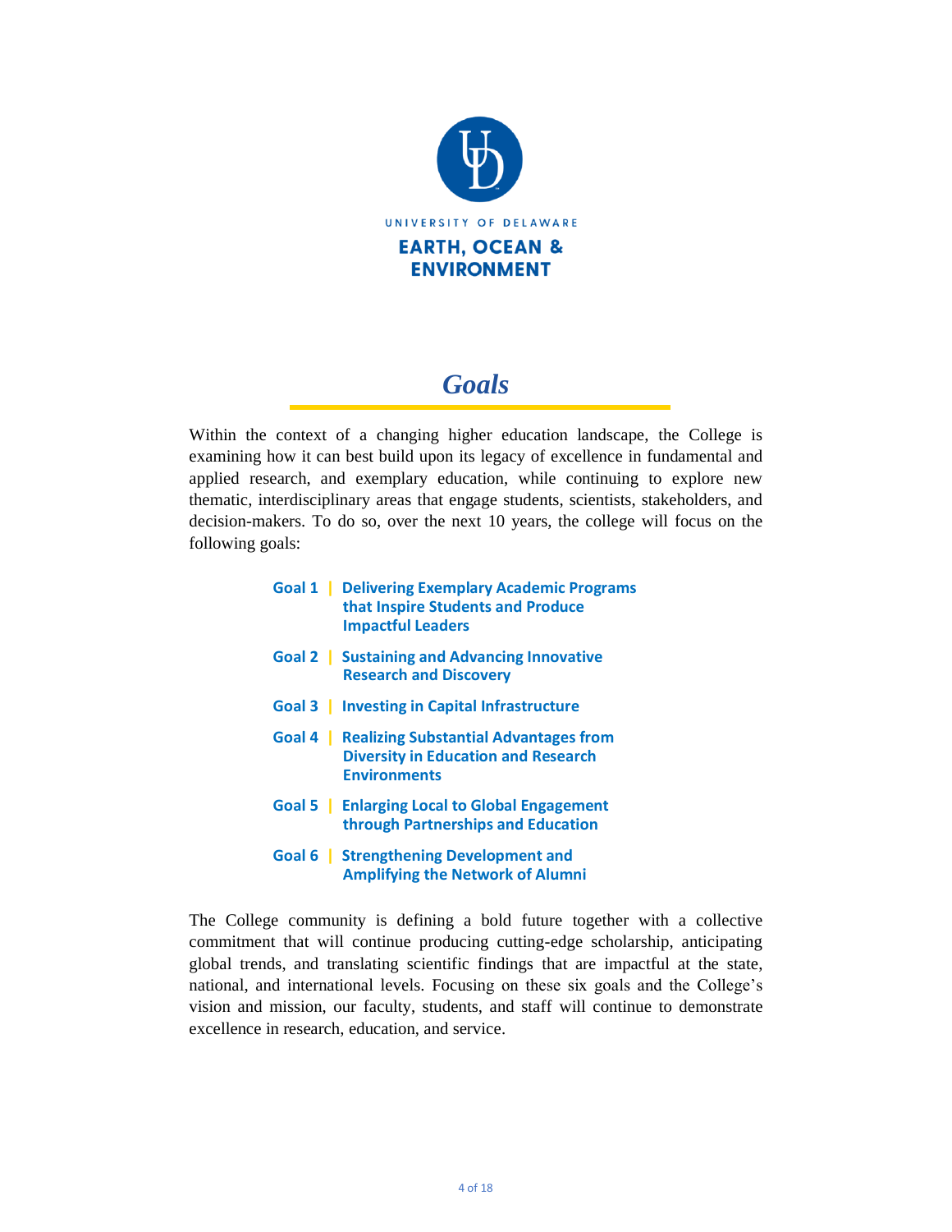UNIVERSITY OF DELAWARE

**EARTH, OCEAN & ENVIRONMENT**

# *Goals*

Within the context of a changing higher education landscape, the College is examining how it can best build upon its legacy of excellence in fundamental and applied research, and exemplary education, while continuing to explore new thematic, interdisciplinary areas that engage students, scientists, stakeholders, and decision-makers. To do so, over the next 10 years, the college will focus on the following goals:

- **Goal 1 | Delivering Exemplary Academic Programs that Inspire Students and Produce Impactful Leaders**
- **Goal 2 | Sustaining and Advancing Innovative Research and Discovery**
- **Goal 3 | Investing in Capital Infrastructure**
- **Goal 4 | Realizing Substantial Advantages from Diversity in Education and Research Environments**
- **Goal 5 | Enlarging Local to Global Engagement through Partnerships and Education**
- **Goal 6 | Strengthening Development and Amplifying the Network of Alumni**

The College community is defining a bold future together with a collective commitment that will continue producing cutting-edge scholarship, anticipating global trends, and translating scientific findings that are impactful at the state, national, and international levels. Focusing on these six goals and the College's vision and mission, our faculty, students, and staff will continue to demonstrate excellence in research, education, and service.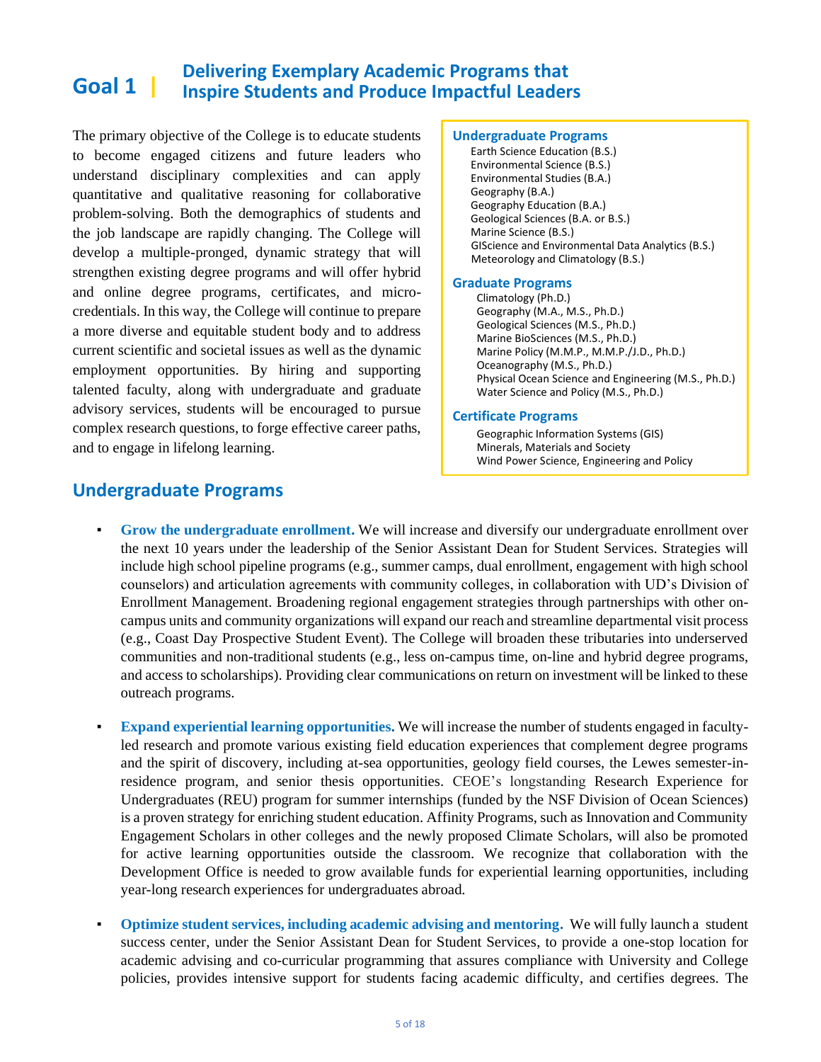# Goal 1 | Delivering Exemplary Academic Programs that Inspire Students and Produce Impactful Leaders

The primary objective of the College is to educate students to become engaged citizens and future leaders who understand disciplinary complexities and can apply quantitative and qualitative reasoning for collaborative problem-solving. Both the demographics of students and the job landscape are rapidly changing. The College will develop a multiple-pronged, dynamic strategy that will strengthen existing degree programs and will offer hybrid and online degree programs, certificates, and micro-credentials. In this way, the College will continue to prepare a more diverse and equitable student body and to address current scientific and societal issues as well as the dynamic employment opportunities. By hiring and supporting talented faculty, along with undergraduate and graduate advisory services, students will be encouraged to pursue complex research questions, to forge effective career paths, and to engage in lifelong learning.

**Undergraduate Programs**

- Earth Science Education (B.S.)
- Environmental Science (B.S.)
- Environmental Studies (B.A.)
- Geography (B.A.)
- Geography Education (B.A.)
- Geological Sciences (B.A. or B.S.)
- Marine Science (B.S.)
- GIScience and Environmental Data Analytics (B.S.)
- Meteorology and Climatology (B.S.)

**Graduate Programs**

- Climatology (Ph.D.)
- Geography (M.A., M.S., Ph.D.)
- Geological Sciences (M.S., Ph.D.)
- Marine BioSciences (M.S., Ph.D.)
- Marine Policy (M.M.P., M.M.P./J.D., Ph.D.)
- Oceanography (M.S., Ph.D.)
- Physical Ocean Science and Engineering (M.S., Ph.D.)
- Water Science and Policy (M.S., Ph.D.)

**Certificate Programs**

- Geographic Information Systems (GIS)
- Minerals, Materials and Society
- Wind Power Science, Engineering and Policy

## Undergraduate Programs

- **Grow the undergraduate enrollment.** We will increase and diversify our undergraduate enrollment over the next 10 years under the leadership of the Senior Assistant Dean for Student Services. Strategies will include high school pipeline programs (e.g., summer camps, dual enrollment, engagement with high school counselors) and articulation agreements with community colleges, in collaboration with UD's Division of Enrollment Management. Broadening regional engagement strategies through partnerships with other on-campus units and community organizations will expand our reach and streamline departmental visit process (e.g., Coast Day Prospective Student Event). The College will broaden these tributaries into underserved communities and non-traditional students (e.g., less on-campus time, on-line and hybrid degree programs, and access to scholarships). Providing clear communications on return on investment will be linked to these outreach programs.

- **Expand experiential learning opportunities.** We will increase the number of students engaged in faculty-led research and promote various existing field education experiences that complement degree programs and the spirit of discovery, including at-sea opportunities, geology field courses, the Lewes semester-in-residence program, and senior thesis opportunities. CEOE's longstanding Research Experience for Undergraduates (REU) program for summer internships (funded by the NSF Division of Ocean Sciences) is a proven strategy for enriching student education. Affinity Programs, such as Innovation and Community Engagement Scholars in other colleges and the newly proposed Climate Scholars, will also be promoted for active learning opportunities outside the classroom. We recognize that collaboration with the Development Office is needed to grow available funds for experiential learning opportunities, including year-long research experiences for undergraduates abroad.

- **Optimize student services, including academic advising and mentoring.** We will fully launch a student success center, under the Senior Assistant Dean for Student Services, to provide a one-stop location for academic advising and co-curricular programming that assures compliance with University and College policies, provides intensive support for students facing academic difficulty, and certifies degrees. The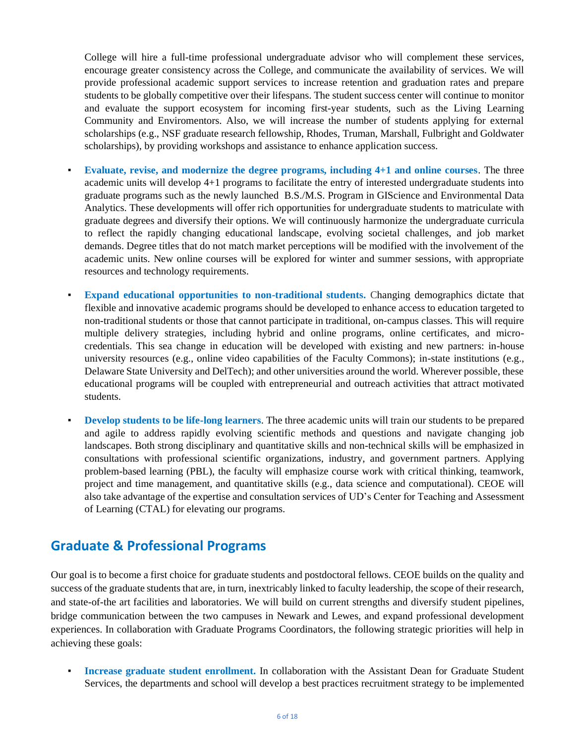College will hire a full-time professional undergraduate advisor who will complement these services, encourage greater consistency across the College, and communicate the availability of services. We will provide professional academic support services to increase retention and graduation rates and prepare students to be globally competitive over their lifespans. The student success center will continue to monitor and evaluate the support ecosystem for incoming first-year students, such as the Living Learning Community and Enviromentors. Also, we will increase the number of students applying for external scholarships (e.g., NSF graduate research fellowship, Rhodes, Truman, Marshall, Fulbright and Goldwater scholarships), by providing workshops and assistance to enhance application success.

- **Evaluate, revise, and modernize the degree programs, including 4+1 and online courses**. The three academic units will develop 4+1 programs to facilitate the entry of interested undergraduate students into graduate programs such as the newly launched B.S./M.S. Program in GIScience and Environmental Data Analytics. These developments will offer rich opportunities for undergraduate students to matriculate with graduate degrees and diversify their options. We will continuously harmonize the undergraduate curricula to reflect the rapidly changing educational landscape, evolving societal challenges, and job market demands. Degree titles that do not match market perceptions will be modified with the involvement of the academic units. New online courses will be explored for winter and summer sessions, with appropriate resources and technology requirements.

- **Expand educational opportunities to non-traditional students.** Changing demographics dictate that flexible and innovative academic programs should be developed to enhance access to education targeted to non-traditional students or those that cannot participate in traditional, on-campus classes. This will require multiple delivery strategies, including hybrid and online programs, online certificates, and micro-credentials. This sea change in education will be developed with existing and new partners: in-house university resources (e.g., online video capabilities of the Faculty Commons); in-state institutions (e.g., Delaware State University and DelTech); and other universities around the world. Wherever possible, these educational programs will be coupled with entrepreneurial and outreach activities that attract motivated students.

- **Develop students to be life-long learners**. The three academic units will train our students to be prepared and agile to address rapidly evolving scientific methods and questions and navigate changing job landscapes. Both strong disciplinary and quantitative skills and non-technical skills will be emphasized in consultations with professional scientific organizations, industry, and government partners. Applying problem-based learning (PBL), the faculty will emphasize course work with critical thinking, teamwork, project and time management, and quantitative skills (e.g., data science and computational). CEOE will also take advantage of the expertise and consultation services of UD's Center for Teaching and Assessment of Learning (CTAL) for elevating our programs.

## Graduate & Professional Programs

Our goal is to become a first choice for graduate students and postdoctoral fellows. CEOE builds on the quality and success of the graduate students that are, in turn, inextricably linked to faculty leadership, the scope of their research, and state-of-the art facilities and laboratories. We will build on current strengths and diversify student pipelines, bridge communication between the two campuses in Newark and Lewes, and expand professional development experiences. In collaboration with Graduate Programs Coordinators, the following strategic priorities will help in achieving these goals:

- **Increase graduate student enrollment.** In collaboration with the Assistant Dean for Graduate Student Services, the departments and school will develop a best practices recruitment strategy to be implemented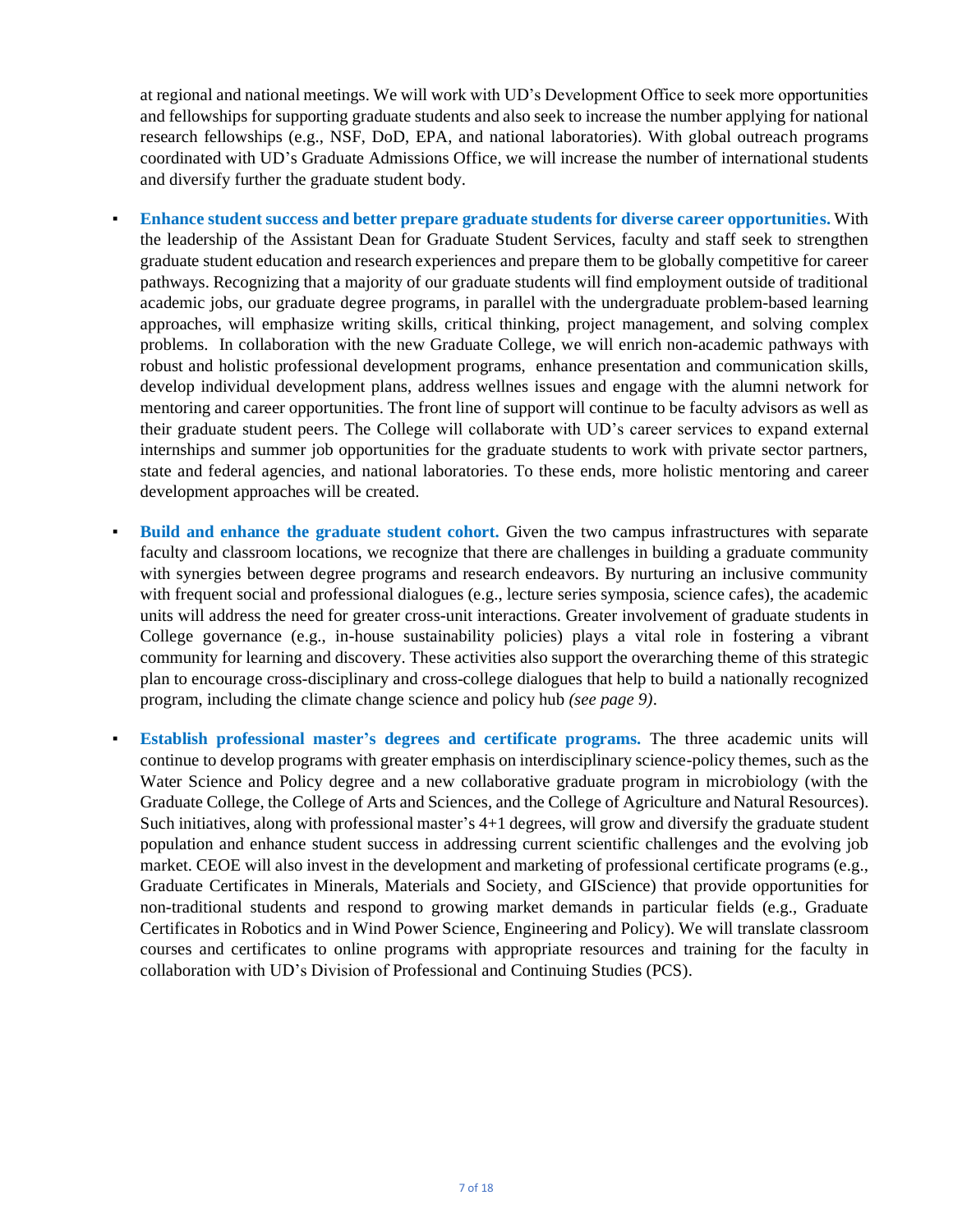at regional and national meetings. We will work with UD's Development Office to seek more opportunities and fellowships for supporting graduate students and also seek to increase the number applying for national research fellowships (e.g., NSF, DoD, EPA, and national laboratories). With global outreach programs coordinated with UD's Graduate Admissions Office, we will increase the number of international students and diversify further the graduate student body.

- **Enhance student success and better prepare graduate students for diverse career opportunities.** With the leadership of the Assistant Dean for Graduate Student Services, faculty and staff seek to strengthen graduate student education and research experiences and prepare them to be globally competitive for career pathways. Recognizing that a majority of our graduate students will find employment outside of traditional academic jobs, our graduate degree programs, in parallel with the undergraduate problem-based learning approaches, will emphasize writing skills, critical thinking, project management, and solving complex problems. In collaboration with the new Graduate College, we will enrich non-academic pathways with robust and holistic professional development programs, enhance presentation and communication skills, develop individual development plans, address wellnes issues and engage with the alumni network for mentoring and career opportunities. The front line of support will continue to be faculty advisors as well as their graduate student peers. The College will collaborate with UD's career services to expand external internships and summer job opportunities for the graduate students to work with private sector partners, state and federal agencies, and national laboratories. To these ends, more holistic mentoring and career development approaches will be created.

- **Build and enhance the graduate student cohort.** Given the two campus infrastructures with separate faculty and classroom locations, we recognize that there are challenges in building a graduate community with synergies between degree programs and research endeavors. By nurturing an inclusive community with frequent social and professional dialogues (e.g., lecture series symposia, science cafes), the academic units will address the need for greater cross-unit interactions. Greater involvement of graduate students in College governance (e.g., in-house sustainability policies) plays a vital role in fostering a vibrant community for learning and discovery. These activities also support the overarching theme of this strategic plan to encourage cross-disciplinary and cross-college dialogues that help to build a nationally recognized program, including the climate change science and policy hub *(see page 9)*.

- **Establish professional master's degrees and certificate programs.** The three academic units will continue to develop programs with greater emphasis on interdisciplinary science-policy themes, such as the Water Science and Policy degree and a new collaborative graduate program in microbiology (with the Graduate College, the College of Arts and Sciences, and the College of Agriculture and Natural Resources). Such initiatives, along with professional master's 4+1 degrees, will grow and diversify the graduate student population and enhance student success in addressing current scientific challenges and the evolving job market. CEOE will also invest in the development and marketing of professional certificate programs (e.g., Graduate Certificates in Minerals, Materials and Society, and GIScience) that provide opportunities for non-traditional students and respond to growing market demands in particular fields (e.g., Graduate Certificates in Robotics and in Wind Power Science, Engineering and Policy). We will translate classroom courses and certificates to online programs with appropriate resources and training for the faculty in collaboration with UD's Division of Professional and Continuing Studies (PCS).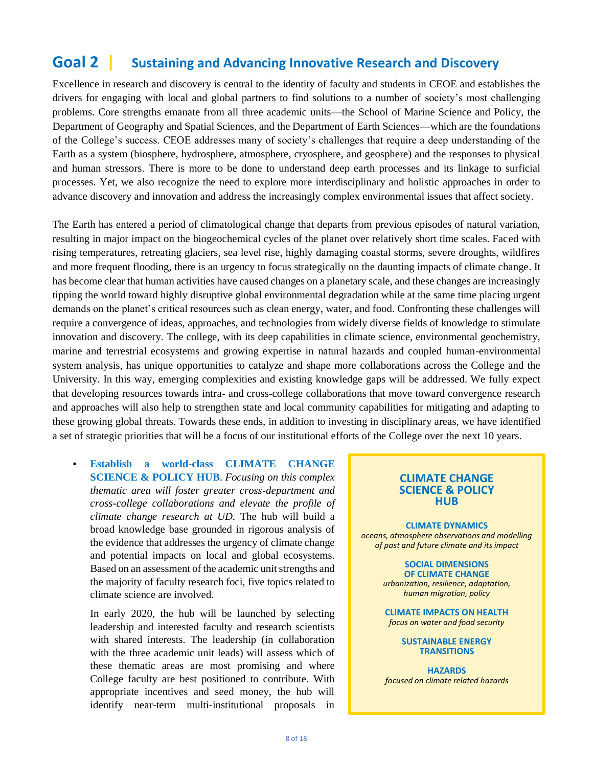## Goal 2 | Sustaining and Advancing Innovative Research and Discovery

Excellence in research and discovery is central to the identity of faculty and students in CEOE and establishes the drivers for engaging with local and global partners to find solutions to a number of society's most challenging problems. Core strengths emanate from all three academic units—the School of Marine Science and Policy, the Department of Geography and Spatial Sciences, and the Department of Earth Sciences—which are the foundations of the College's success. CEOE addresses many of society's challenges that require a deep understanding of the Earth as a system (biosphere, hydrosphere, atmosphere, cryosphere, and geosphere) and the responses to physical and human stressors. There is more to be done to understand deep earth processes and its linkage to surficial processes. Yet, we also recognize the need to explore more interdisciplinary and holistic approaches in order to advance discovery and innovation and address the increasingly complex environmental issues that affect society.

The Earth has entered a period of climatological change that departs from previous episodes of natural variation, resulting in major impact on the biogeochemical cycles of the planet over relatively short time scales. Faced with rising temperatures, retreating glaciers, sea level rise, highly damaging coastal storms, severe droughts, wildfires and more frequent flooding, there is an urgency to focus strategically on the daunting impacts of climate change. It has become clear that human activities have caused changes on a planetary scale, and these changes are increasingly tipping the world toward highly disruptive global environmental degradation while at the same time placing urgent demands on the planet's critical resources such as clean energy, water, and food. Confronting these challenges will require a convergence of ideas, approaches, and technologies from widely diverse fields of knowledge to stimulate innovation and discovery. The college, with its deep capabilities in climate science, environmental geochemistry, marine and terrestrial ecosystems and growing expertise in natural hazards and coupled human-environmental system analysis, has unique opportunities to catalyze and shape more collaborations across the College and the University. In this way, emerging complexities and existing knowledge gaps will be addressed. We fully expect that developing resources towards intra- and cross-college collaborations that move toward convergence research and approaches will also help to strengthen state and local community capabilities for mitigating and adapting to these growing global threats. Towards these ends, in addition to investing in disciplinary areas, we have identified a set of strategic priorities that will be a focus of our institutional efforts of the College over the next 10 years.

- **Establish a world-class CLIMATE CHANGE SCIENCE & POLICY HUB**. *Focusing on this complex thematic area will foster greater cross-department and cross-college collaborations and elevate the profile of climate change research at UD.* The hub will build a broad knowledge base grounded in rigorous analysis of the evidence that addresses the urgency of climate change and potential impacts on local and global ecosystems. Based on an assessment of the academic unit strengths and the majority of faculty research foci, five topics related to climate science are involved.

  In early 2020, the hub will be launched by selecting leadership and interested faculty and research scientists with shared interests. The leadership (in collaboration with the three academic unit leads) will assess which of these thematic areas are most promising and where College faculty are best positioned to contribute. With appropriate incentives and seed money, the hub will identify near-term multi-institutional proposals in

> **CLIMATE CHANGE SCIENCE & POLICY HUB**
>
> **CLIMATE DYNAMICS**
> *oceans, atmosphere observations and modelling of past and future climate and its impact*
>
> **SOCIAL DIMENSIONS OF CLIMATE CHANGE**
> *urbanization, resilience, adaptation, human migration, policy*
>
> **CLIMATE IMPACTS ON HEALTH**
> *focus on water and food security*
>
> **SUSTAINABLE ENERGY TRANSITIONS**
>
> **HAZARDS**
> *focused on climate related hazards*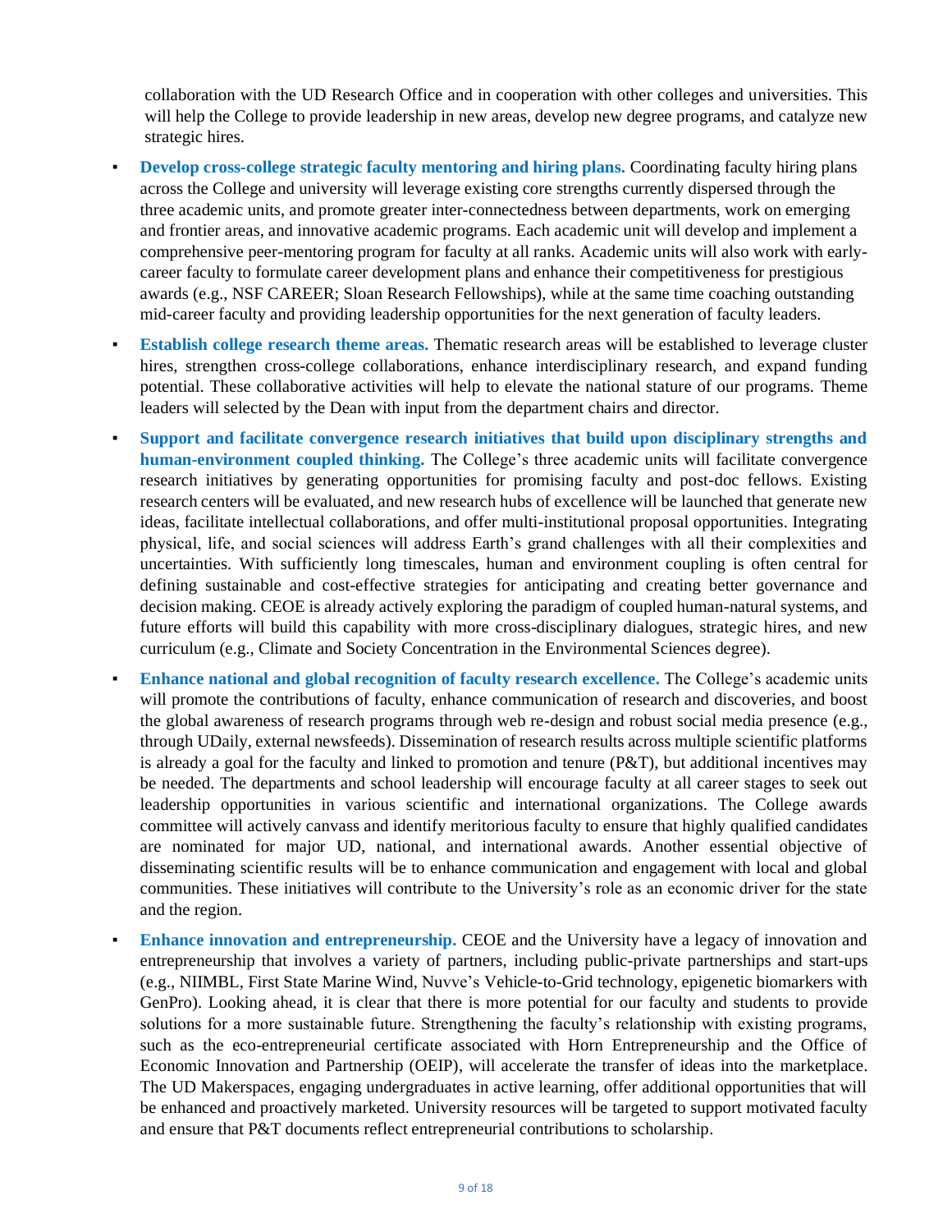collaboration with the UD Research Office and in cooperation with other colleges and universities. This will help the College to provide leadership in new areas, develop new degree programs, and catalyze new strategic hires.

- **Develop cross-college strategic faculty mentoring and hiring plans.** Coordinating faculty hiring plans across the College and university will leverage existing core strengths currently dispersed through the three academic units, and promote greater inter-connectedness between departments, work on emerging and frontier areas, and innovative academic programs. Each academic unit will develop and implement a comprehensive peer-mentoring program for faculty at all ranks. Academic units will also work with early-career faculty to formulate career development plans and enhance their competitiveness for prestigious awards (e.g., NSF CAREER; Sloan Research Fellowships), while at the same time coaching outstanding mid-career faculty and providing leadership opportunities for the next generation of faculty leaders.
- **Establish college research theme areas.** Thematic research areas will be established to leverage cluster hires, strengthen cross-college collaborations, enhance interdisciplinary research, and expand funding potential. These collaborative activities will help to elevate the national stature of our programs. Theme leaders will selected by the Dean with input from the department chairs and director.
- **Support and facilitate convergence research initiatives that build upon disciplinary strengths and human-environment coupled thinking.** The College's three academic units will facilitate convergence research initiatives by generating opportunities for promising faculty and post-doc fellows. Existing research centers will be evaluated, and new research hubs of excellence will be launched that generate new ideas, facilitate intellectual collaborations, and offer multi-institutional proposal opportunities. Integrating physical, life, and social sciences will address Earth's grand challenges with all their complexities and uncertainties. With sufficiently long timescales, human and environment coupling is often central for defining sustainable and cost-effective strategies for anticipating and creating better governance and decision making. CEOE is already actively exploring the paradigm of coupled human-natural systems, and future efforts will build this capability with more cross-disciplinary dialogues, strategic hires, and new curriculum (e.g., Climate and Society Concentration in the Environmental Sciences degree).
- **Enhance national and global recognition of faculty research excellence.** The College's academic units will promote the contributions of faculty, enhance communication of research and discoveries, and boost the global awareness of research programs through web re-design and robust social media presence (e.g., through UDaily, external newsfeeds). Dissemination of research results across multiple scientific platforms is already a goal for the faculty and linked to promotion and tenure (P&T), but additional incentives may be needed. The departments and school leadership will encourage faculty at all career stages to seek out leadership opportunities in various scientific and international organizations. The College awards committee will actively canvass and identify meritorious faculty to ensure that highly qualified candidates are nominated for major UD, national, and international awards. Another essential objective of disseminating scientific results will be to enhance communication and engagement with local and global communities. These initiatives will contribute to the University's role as an economic driver for the state and the region.
- **Enhance innovation and entrepreneurship.** CEOE and the University have a legacy of innovation and entrepreneurship that involves a variety of partners, including public-private partnerships and start-ups (e.g., NIIMBL, First State Marine Wind, Nuvve's Vehicle-to-Grid technology, epigenetic biomarkers with GenPro). Looking ahead, it is clear that there is more potential for our faculty and students to provide solutions for a more sustainable future. Strengthening the faculty's relationship with existing programs, such as the eco-entrepreneurial certificate associated with Horn Entrepreneurship and the Office of Economic Innovation and Partnership (OEIP), will accelerate the transfer of ideas into the marketplace. The UD Makerspaces, engaging undergraduates in active learning, offer additional opportunities that will be enhanced and proactively marketed. University resources will be targeted to support motivated faculty and ensure that P&T documents reflect entrepreneurial contributions to scholarship.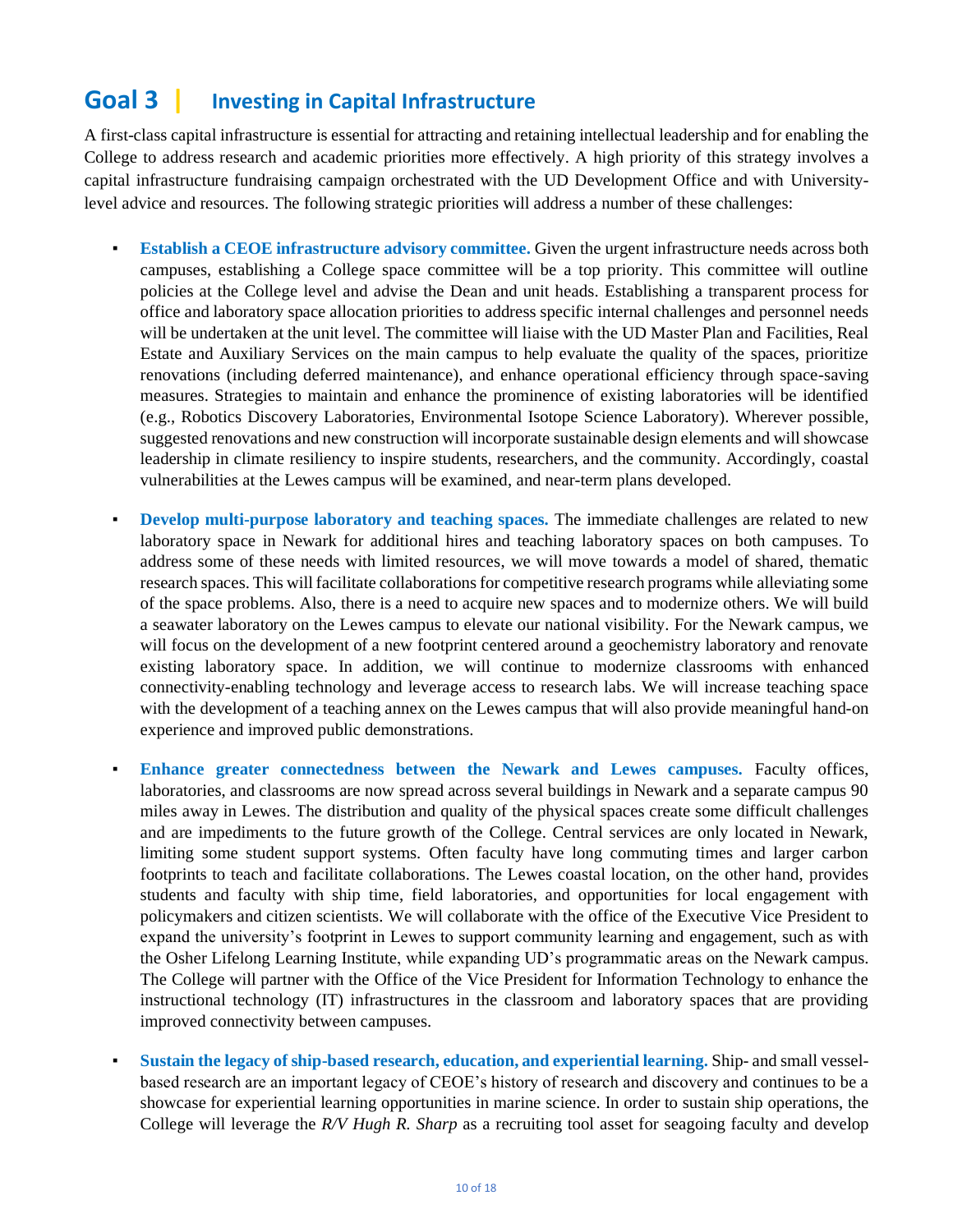## Goal 3 | Investing in Capital Infrastructure

A first-class capital infrastructure is essential for attracting and retaining intellectual leadership and for enabling the College to address research and academic priorities more effectively. A high priority of this strategy involves a capital infrastructure fundraising campaign orchestrated with the UD Development Office and with University-level advice and resources. The following strategic priorities will address a number of these challenges:

- **Establish a CEOE infrastructure advisory committee.** Given the urgent infrastructure needs across both campuses, establishing a College space committee will be a top priority. This committee will outline policies at the College level and advise the Dean and unit heads. Establishing a transparent process for office and laboratory space allocation priorities to address specific internal challenges and personnel needs will be undertaken at the unit level. The committee will liaise with the UD Master Plan and Facilities, Real Estate and Auxiliary Services on the main campus to help evaluate the quality of the spaces, prioritize renovations (including deferred maintenance), and enhance operational efficiency through space-saving measures. Strategies to maintain and enhance the prominence of existing laboratories will be identified (e.g., Robotics Discovery Laboratories, Environmental Isotope Science Laboratory). Wherever possible, suggested renovations and new construction will incorporate sustainable design elements and will showcase leadership in climate resiliency to inspire students, researchers, and the community. Accordingly, coastal vulnerabilities at the Lewes campus will be examined, and near-term plans developed.

- **Develop multi-purpose laboratory and teaching spaces.** The immediate challenges are related to new laboratory space in Newark for additional hires and teaching laboratory spaces on both campuses. To address some of these needs with limited resources, we will move towards a model of shared, thematic research spaces. This will facilitate collaborations for competitive research programs while alleviating some of the space problems. Also, there is a need to acquire new spaces and to modernize others. We will build a seawater laboratory on the Lewes campus to elevate our national visibility. For the Newark campus, we will focus on the development of a new footprint centered around a geochemistry laboratory and renovate existing laboratory space. In addition, we will continue to modernize classrooms with enhanced connectivity-enabling technology and leverage access to research labs. We will increase teaching space with the development of a teaching annex on the Lewes campus that will also provide meaningful hand-on experience and improved public demonstrations.

- **Enhance greater connectedness between the Newark and Lewes campuses.** Faculty offices, laboratories, and classrooms are now spread across several buildings in Newark and a separate campus 90 miles away in Lewes. The distribution and quality of the physical spaces create some difficult challenges and are impediments to the future growth of the College. Central services are only located in Newark, limiting some student support systems. Often faculty have long commuting times and larger carbon footprints to teach and facilitate collaborations. The Lewes coastal location, on the other hand, provides students and faculty with ship time, field laboratories, and opportunities for local engagement with policymakers and citizen scientists. We will collaborate with the office of the Executive Vice President to expand the university's footprint in Lewes to support community learning and engagement, such as with the Osher Lifelong Learning Institute, while expanding UD's programmatic areas on the Newark campus. The College will partner with the Office of the Vice President for Information Technology to enhance the instructional technology (IT) infrastructures in the classroom and laboratory spaces that are providing improved connectivity between campuses.

- **Sustain the legacy of ship-based research, education, and experiential learning.** Ship- and small vessel-based research are an important legacy of CEOE's history of research and discovery and continues to be a showcase for experiential learning opportunities in marine science. In order to sustain ship operations, the College will leverage the *R/V Hugh R. Sharp* as a recruiting tool asset for seagoing faculty and develop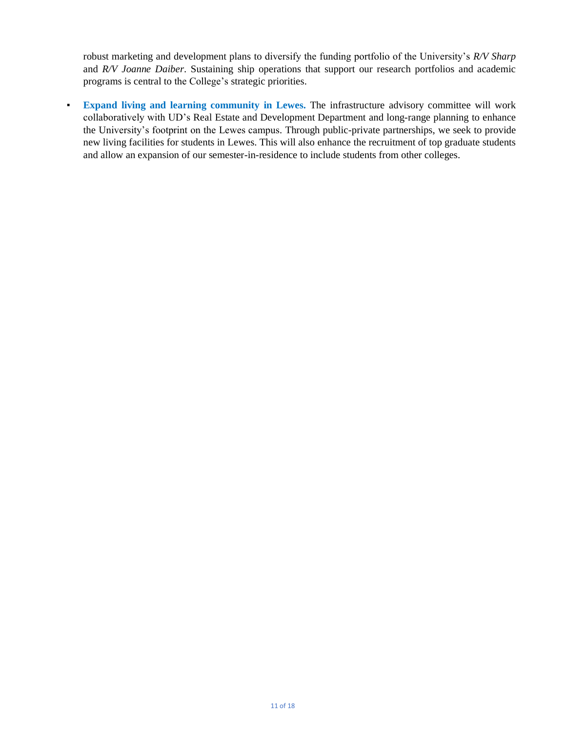robust marketing and development plans to diversify the funding portfolio of the University's *R/V Sharp* and *R/V Joanne Daiber*. Sustaining ship operations that support our research portfolios and academic programs is central to the College's strategic priorities.

- **Expand living and learning community in Lewes.** The infrastructure advisory committee will work collaboratively with UD's Real Estate and Development Department and long-range planning to enhance the University's footprint on the Lewes campus. Through public-private partnerships, we seek to provide new living facilities for students in Lewes. This will also enhance the recruitment of top graduate students and allow an expansion of our semester-in-residence to include students from other colleges.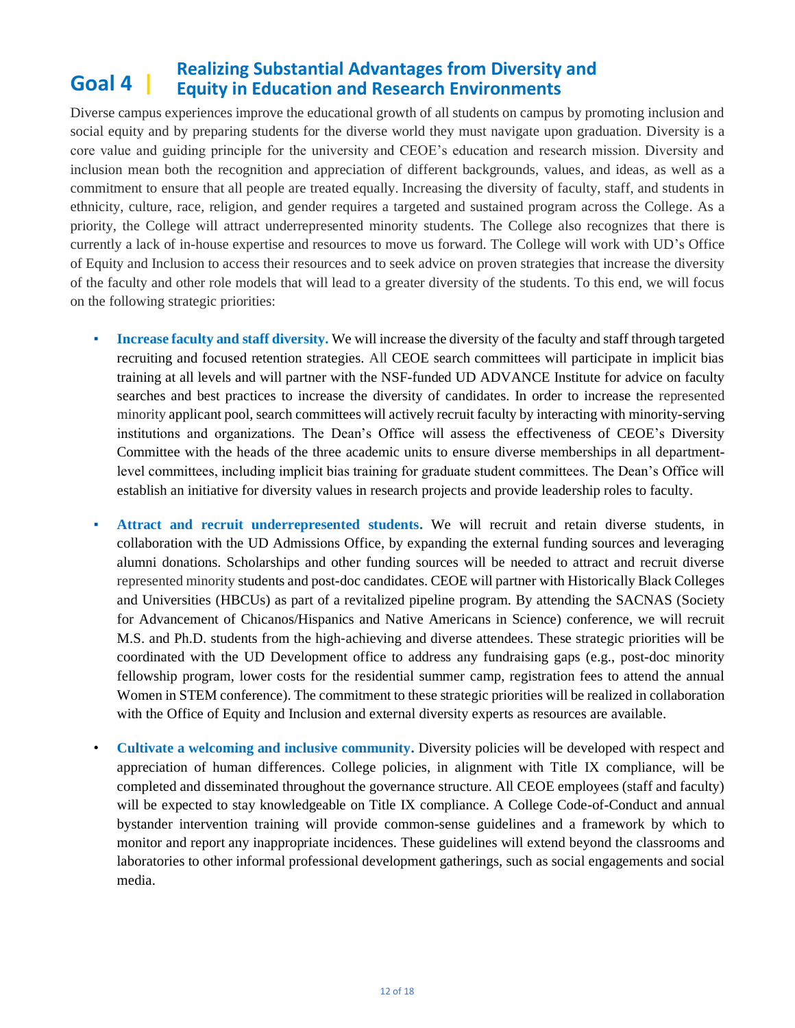# Goal 4 | Realizing Substantial Advantages from Diversity and Equity in Education and Research Environments

Diverse campus experiences improve the educational growth of all students on campus by promoting inclusion and social equity and by preparing students for the diverse world they must navigate upon graduation. Diversity is a core value and guiding principle for the university and CEOE's education and research mission. Diversity and inclusion mean both the recognition and appreciation of different backgrounds, values, and ideas, as well as a commitment to ensure that all people are treated equally. Increasing the diversity of faculty, staff, and students in ethnicity, culture, race, religion, and gender requires a targeted and sustained program across the College. As a priority, the College will attract underrepresented minority students. The College also recognizes that there is currently a lack of in-house expertise and resources to move us forward. The College will work with UD's Office of Equity and Inclusion to access their resources and to seek advice on proven strategies that increase the diversity of the faculty and other role models that will lead to a greater diversity of the students. To this end, we will focus on the following strategic priorities:

- **Increase faculty and staff diversity.** We will increase the diversity of the faculty and staff through targeted recruiting and focused retention strategies. All CEOE search committees will participate in implicit bias training at all levels and will partner with the NSF-funded UD ADVANCE Institute for advice on faculty searches and best practices to increase the diversity of candidates. In order to increase the represented minority applicant pool, search committees will actively recruit faculty by interacting with minority-serving institutions and organizations. The Dean's Office will assess the effectiveness of CEOE's Diversity Committee with the heads of the three academic units to ensure diverse memberships in all department-level committees, including implicit bias training for graduate student committees. The Dean's Office will establish an initiative for diversity values in research projects and provide leadership roles to faculty.

- **Attract and recruit underrepresented students.** We will recruit and retain diverse students, in collaboration with the UD Admissions Office, by expanding the external funding sources and leveraging alumni donations. Scholarships and other funding sources will be needed to attract and recruit diverse represented minority students and post-doc candidates. CEOE will partner with Historically Black Colleges and Universities (HBCUs) as part of a revitalized pipeline program. By attending the SACNAS (Society for Advancement of Chicanos/Hispanics and Native Americans in Science) conference, we will recruit M.S. and Ph.D. students from the high-achieving and diverse attendees. These strategic priorities will be coordinated with the UD Development office to address any fundraising gaps (e.g., post-doc minority fellowship program, lower costs for the residential summer camp, registration fees to attend the annual Women in STEM conference). The commitment to these strategic priorities will be realized in collaboration with the Office of Equity and Inclusion and external diversity experts as resources are available.

- **Cultivate a welcoming and inclusive community.** Diversity policies will be developed with respect and appreciation of human differences. College policies, in alignment with Title IX compliance, will be completed and disseminated throughout the governance structure. All CEOE employees (staff and faculty) will be expected to stay knowledgeable on Title IX compliance. A College Code-of-Conduct and annual bystander intervention training will provide common-sense guidelines and a framework by which to monitor and report any inappropriate incidences. These guidelines will extend beyond the classrooms and laboratories to other informal professional development gatherings, such as social engagements and social media.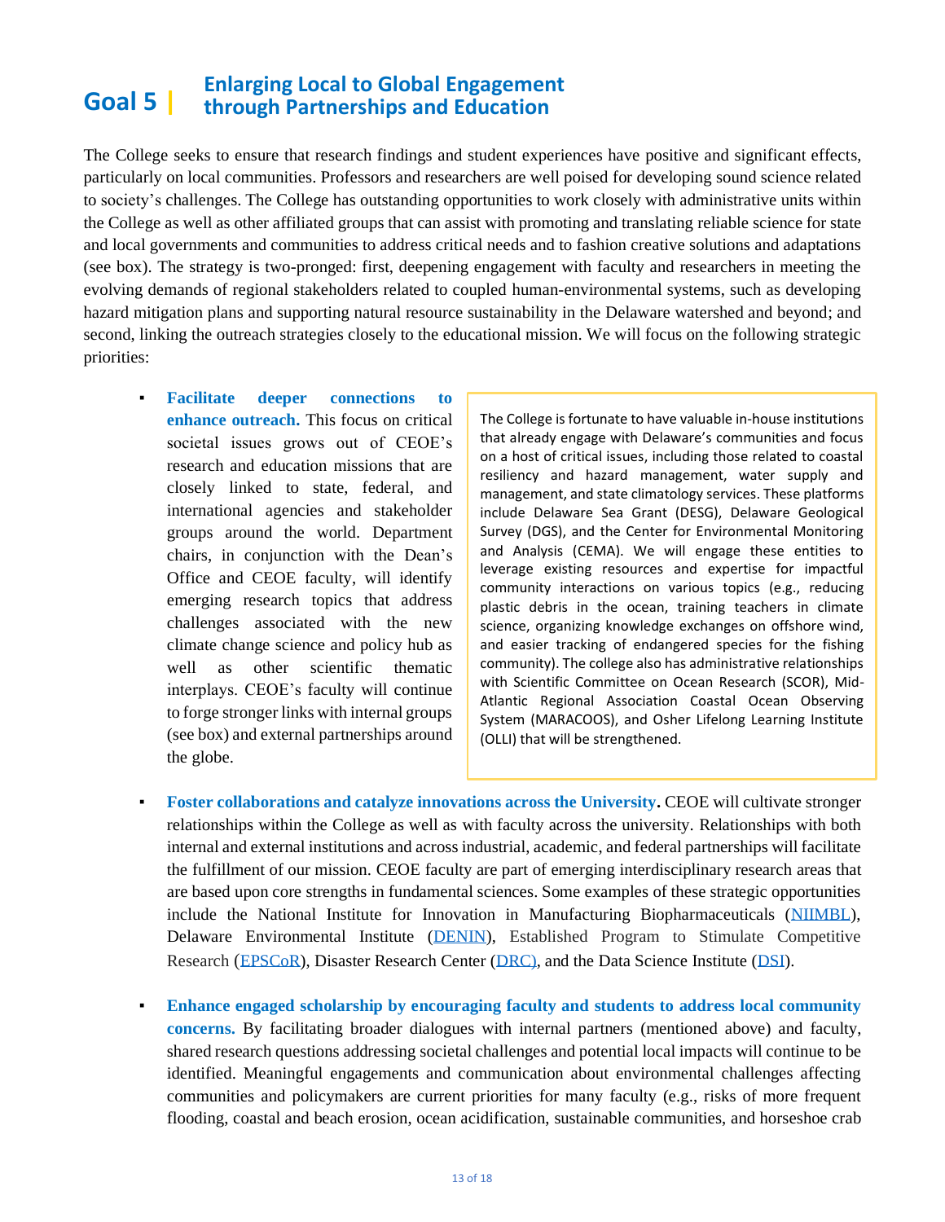# Goal 5 | Enlarging Local to Global Engagement through Partnerships and Education

The College seeks to ensure that research findings and student experiences have positive and significant effects, particularly on local communities. Professors and researchers are well poised for developing sound science related to society's challenges. The College has outstanding opportunities to work closely with administrative units within the College as well as other affiliated groups that can assist with promoting and translating reliable science for state and local governments and communities to address critical needs and to fashion creative solutions and adaptations (see box). The strategy is two-pronged: first, deepening engagement with faculty and researchers in meeting the evolving demands of regional stakeholders related to coupled human-environmental systems, such as developing hazard mitigation plans and supporting natural resource sustainability in the Delaware watershed and beyond; and second, linking the outreach strategies closely to the educational mission. We will focus on the following strategic priorities:

- **Facilitate deeper connections to enhance outreach.** This focus on critical societal issues grows out of CEOE's research and education missions that are closely linked to state, federal, and international agencies and stakeholder groups around the world. Department chairs, in conjunction with the Dean's Office and CEOE faculty, will identify emerging research topics that address challenges associated with the new climate change science and policy hub as well as other scientific thematic interplays. CEOE's faculty will continue to forge stronger links with internal groups (see box) and external partnerships around the globe.

> The College is fortunate to have valuable in-house institutions that already engage with Delaware's communities and focus on a host of critical issues, including those related to coastal resiliency and hazard management, water supply and management, and state climatology services. These platforms include Delaware Sea Grant (DESG), Delaware Geological Survey (DGS), and the Center for Environmental Monitoring and Analysis (CEMA). We will engage these entities to leverage existing resources and expertise for impactful community interactions on various topics (e.g., reducing plastic debris in the ocean, training teachers in climate science, organizing knowledge exchanges on offshore wind, and easier tracking of endangered species for the fishing community). The college also has administrative relationships with Scientific Committee on Ocean Research (SCOR), Mid-Atlantic Regional Association Coastal Ocean Observing System (MARACOOS), and Osher Lifelong Learning Institute (OLLI) that will be strengthened.

- **Foster collaborations and catalyze innovations across the University.** CEOE will cultivate stronger relationships within the College as well as with faculty across the university. Relationships with both internal and external institutions and across industrial, academic, and federal partnerships will facilitate the fulfillment of our mission. CEOE faculty are part of emerging interdisciplinary research areas that are based upon core strengths in fundamental sciences. Some examples of these strategic opportunities include the National Institute for Innovation in Manufacturing Biopharmaceuticals (NIIMBL), Delaware Environmental Institute (DENIN), Established Program to Stimulate Competitive Research (EPSCoR), Disaster Research Center (DRC), and the Data Science Institute (DSI).

- **Enhance engaged scholarship by encouraging faculty and students to address local community concerns.** By facilitating broader dialogues with internal partners (mentioned above) and faculty, shared research questions addressing societal challenges and potential local impacts will continue to be identified. Meaningful engagements and communication about environmental challenges affecting communities and policymakers are current priorities for many faculty (e.g., risks of more frequent flooding, coastal and beach erosion, ocean acidification, sustainable communities, and horseshoe crab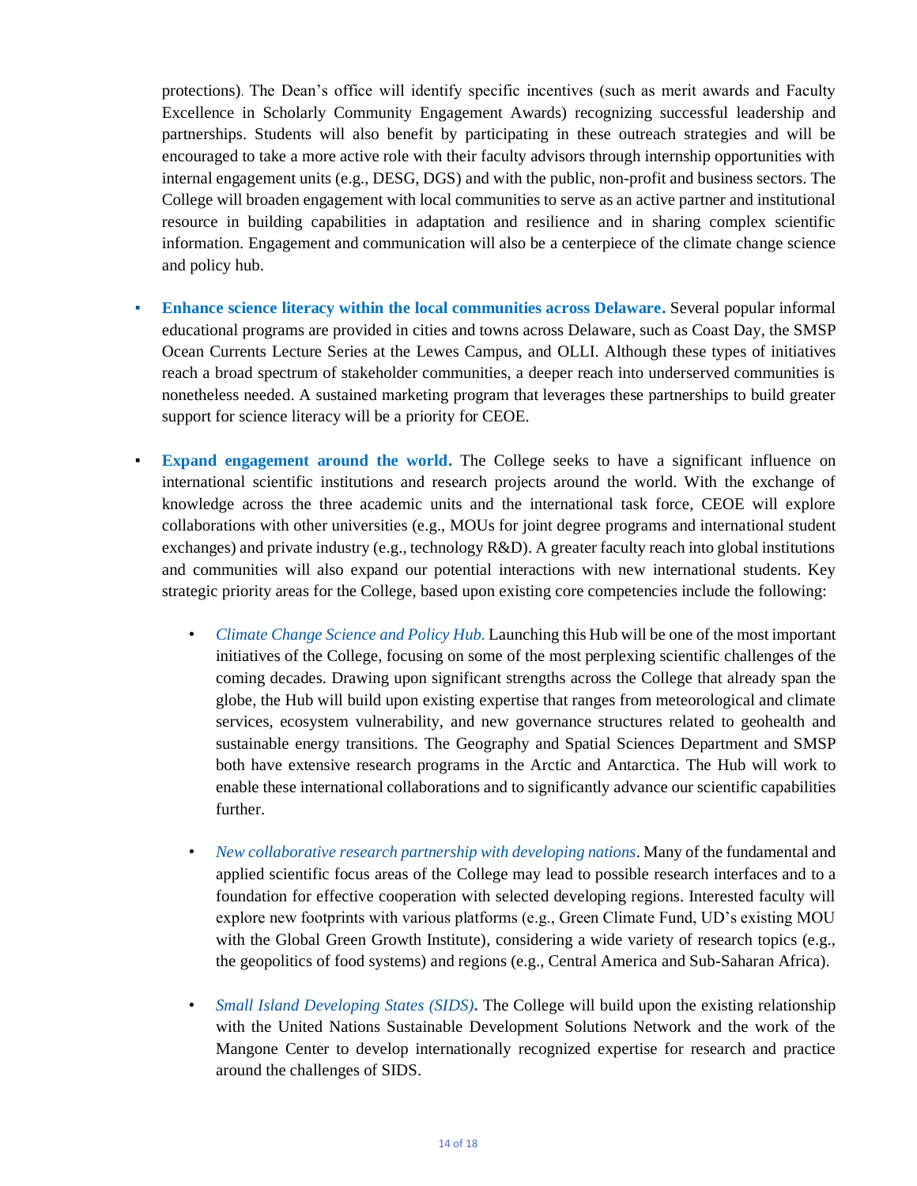protections). The Dean's office will identify specific incentives (such as merit awards and Faculty Excellence in Scholarly Community Engagement Awards) recognizing successful leadership and partnerships. Students will also benefit by participating in these outreach strategies and will be encouraged to take a more active role with their faculty advisors through internship opportunities with internal engagement units (e.g., DESG, DGS) and with the public, non-profit and business sectors. The College will broaden engagement with local communities to serve as an active partner and institutional resource in building capabilities in adaptation and resilience and in sharing complex scientific information. Engagement and communication will also be a centerpiece of the climate change science and policy hub.

- **Enhance science literacy within the local communities across Delaware.** Several popular informal educational programs are provided in cities and towns across Delaware, such as Coast Day, the SMSP Ocean Currents Lecture Series at the Lewes Campus, and OLLI. Although these types of initiatives reach a broad spectrum of stakeholder communities, a deeper reach into underserved communities is nonetheless needed. A sustained marketing program that leverages these partnerships to build greater support for science literacy will be a priority for CEOE.

- **Expand engagement around the world.** The College seeks to have a significant influence on international scientific institutions and research projects around the world. With the exchange of knowledge across the three academic units and the international task force, CEOE will explore collaborations with other universities (e.g., MOUs for joint degree programs and international student exchanges) and private industry (e.g., technology R&D). A greater faculty reach into global institutions and communities will also expand our potential interactions with new international students. Key strategic priority areas for the College, based upon existing core competencies include the following:

  - *Climate Change Science and Policy Hub.* Launching this Hub will be one of the most important initiatives of the College, focusing on some of the most perplexing scientific challenges of the coming decades. Drawing upon significant strengths across the College that already span the globe, the Hub will build upon existing expertise that ranges from meteorological and climate services, ecosystem vulnerability, and new governance structures related to geohealth and sustainable energy transitions. The Geography and Spatial Sciences Department and SMSP both have extensive research programs in the Arctic and Antarctica. The Hub will work to enable these international collaborations and to significantly advance our scientific capabilities further.

  - *New collaborative research partnership with developing nations*. Many of the fundamental and applied scientific focus areas of the College may lead to possible research interfaces and to a foundation for effective cooperation with selected developing regions. Interested faculty will explore new footprints with various platforms (e.g., Green Climate Fund, UD's existing MOU with the Global Green Growth Institute), considering a wide variety of research topics (e.g., the geopolitics of food systems) and regions (e.g., Central America and Sub-Saharan Africa).

  - *Small Island Developing States (SIDS).* The College will build upon the existing relationship with the United Nations Sustainable Development Solutions Network and the work of the Mangone Center to develop internationally recognized expertise for research and practice around the challenges of SIDS.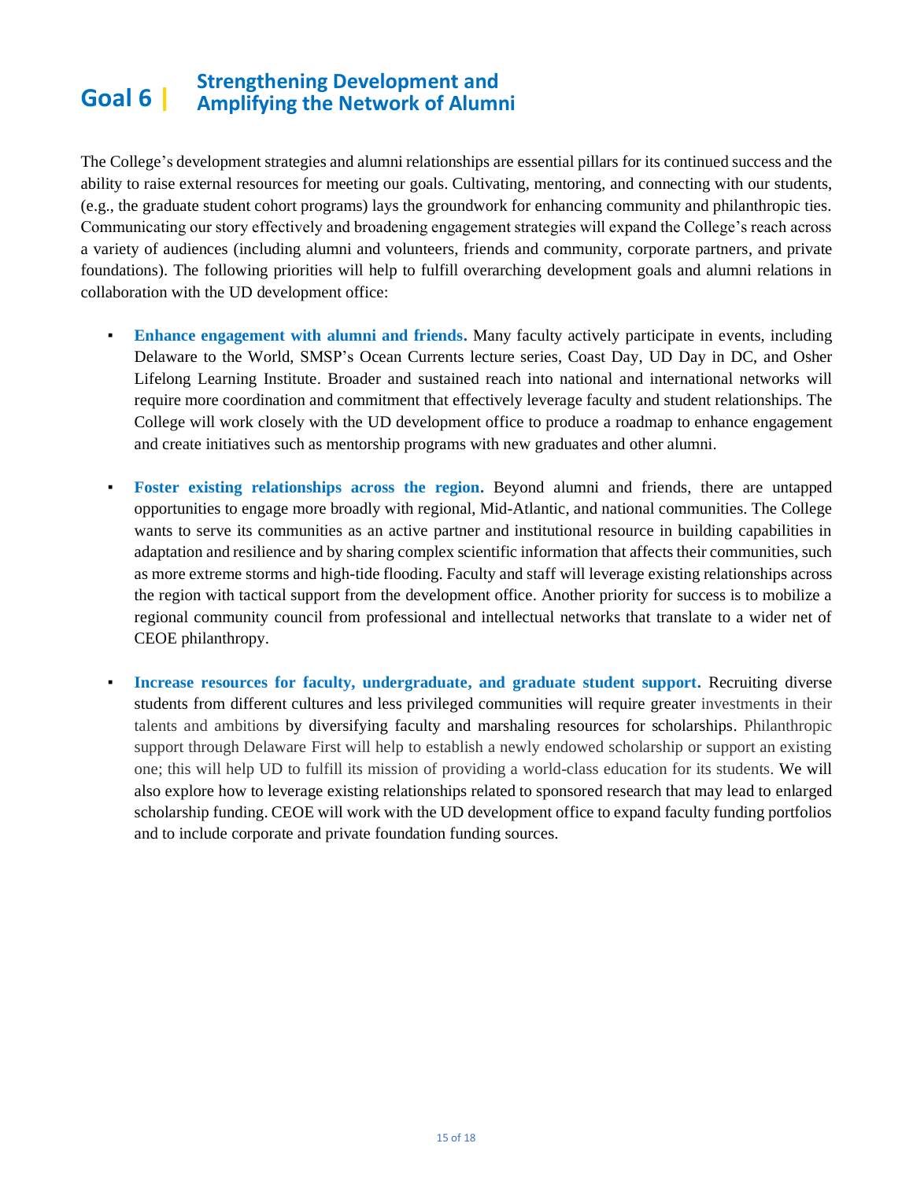# Goal 6 | Strengthening Development and Amplifying the Network of Alumni

The College's development strategies and alumni relationships are essential pillars for its continued success and the ability to raise external resources for meeting our goals. Cultivating, mentoring, and connecting with our students, (e.g., the graduate student cohort programs) lays the groundwork for enhancing community and philanthropic ties. Communicating our story effectively and broadening engagement strategies will expand the College's reach across a variety of audiences (including alumni and volunteers, friends and community, corporate partners, and private foundations). The following priorities will help to fulfill overarching development goals and alumni relations in collaboration with the UD development office:

- **Enhance engagement with alumni and friends.** Many faculty actively participate in events, including Delaware to the World, SMSP's Ocean Currents lecture series, Coast Day, UD Day in DC, and Osher Lifelong Learning Institute. Broader and sustained reach into national and international networks will require more coordination and commitment that effectively leverage faculty and student relationships. The College will work closely with the UD development office to produce a roadmap to enhance engagement and create initiatives such as mentorship programs with new graduates and other alumni.

- **Foster existing relationships across the region.** Beyond alumni and friends, there are untapped opportunities to engage more broadly with regional, Mid-Atlantic, and national communities. The College wants to serve its communities as an active partner and institutional resource in building capabilities in adaptation and resilience and by sharing complex scientific information that affects their communities, such as more extreme storms and high-tide flooding. Faculty and staff will leverage existing relationships across the region with tactical support from the development office. Another priority for success is to mobilize a regional community council from professional and intellectual networks that translate to a wider net of CEOE philanthropy.

- **Increase resources for faculty, undergraduate, and graduate student support.** Recruiting diverse students from different cultures and less privileged communities will require greater investments in their talents and ambitions by diversifying faculty and marshaling resources for scholarships. Philanthropic support through Delaware First will help to establish a newly endowed scholarship or support an existing one; this will help UD to fulfill its mission of providing a world-class education for its students. We will also explore how to leverage existing relationships related to sponsored research that may lead to enlarged scholarship funding. CEOE will work with the UD development office to expand faculty funding portfolios and to include corporate and private foundation funding sources.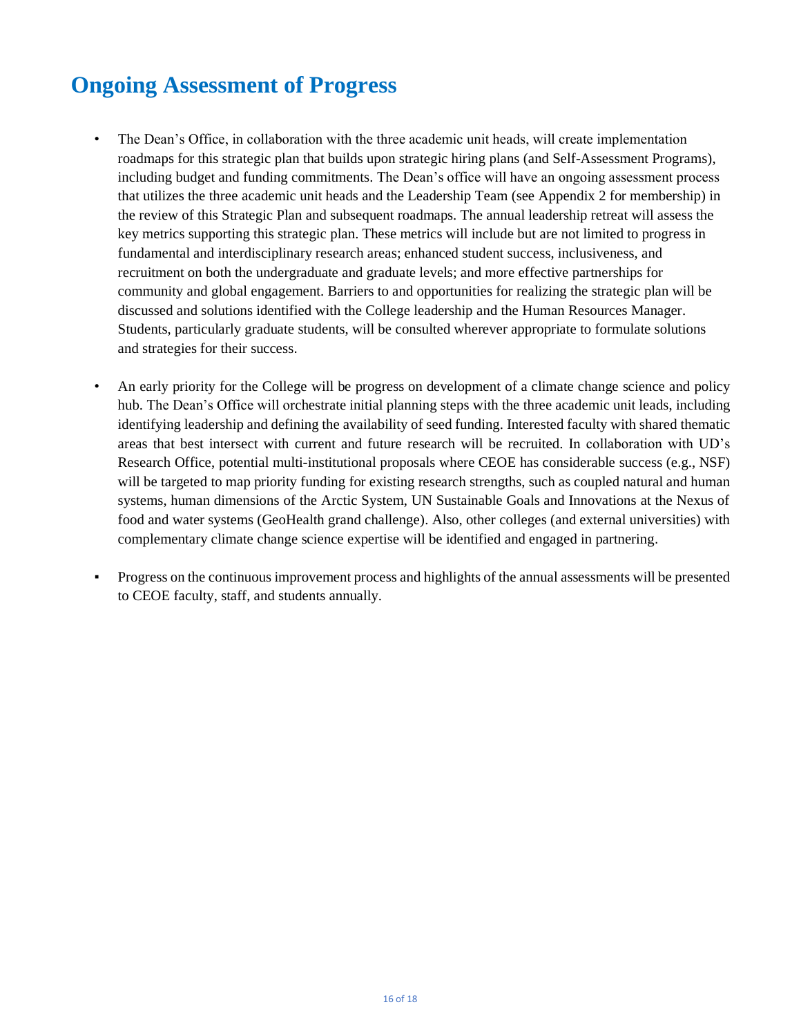# Ongoing Assessment of Progress

- The Dean's Office, in collaboration with the three academic unit heads, will create implementation roadmaps for this strategic plan that builds upon strategic hiring plans (and Self-Assessment Programs), including budget and funding commitments. The Dean's office will have an ongoing assessment process that utilizes the three academic unit heads and the Leadership Team (see Appendix 2 for membership) in the review of this Strategic Plan and subsequent roadmaps. The annual leadership retreat will assess the key metrics supporting this strategic plan. These metrics will include but are not limited to progress in fundamental and interdisciplinary research areas; enhanced student success, inclusiveness, and recruitment on both the undergraduate and graduate levels; and more effective partnerships for community and global engagement. Barriers to and opportunities for realizing the strategic plan will be discussed and solutions identified with the College leadership and the Human Resources Manager. Students, particularly graduate students, will be consulted wherever appropriate to formulate solutions and strategies for their success.

- An early priority for the College will be progress on development of a climate change science and policy hub. The Dean's Office will orchestrate initial planning steps with the three academic unit leads, including identifying leadership and defining the availability of seed funding. Interested faculty with shared thematic areas that best intersect with current and future research will be recruited. In collaboration with UD's Research Office, potential multi-institutional proposals where CEOE has considerable success (e.g., NSF) will be targeted to map priority funding for existing research strengths, such as coupled natural and human systems, human dimensions of the Arctic System, UN Sustainable Goals and Innovations at the Nexus of food and water systems (GeoHealth grand challenge). Also, other colleges (and external universities) with complementary climate change science expertise will be identified and engaged in partnering.

- Progress on the continuous improvement process and highlights of the annual assessments will be presented to CEOE faculty, staff, and students annually.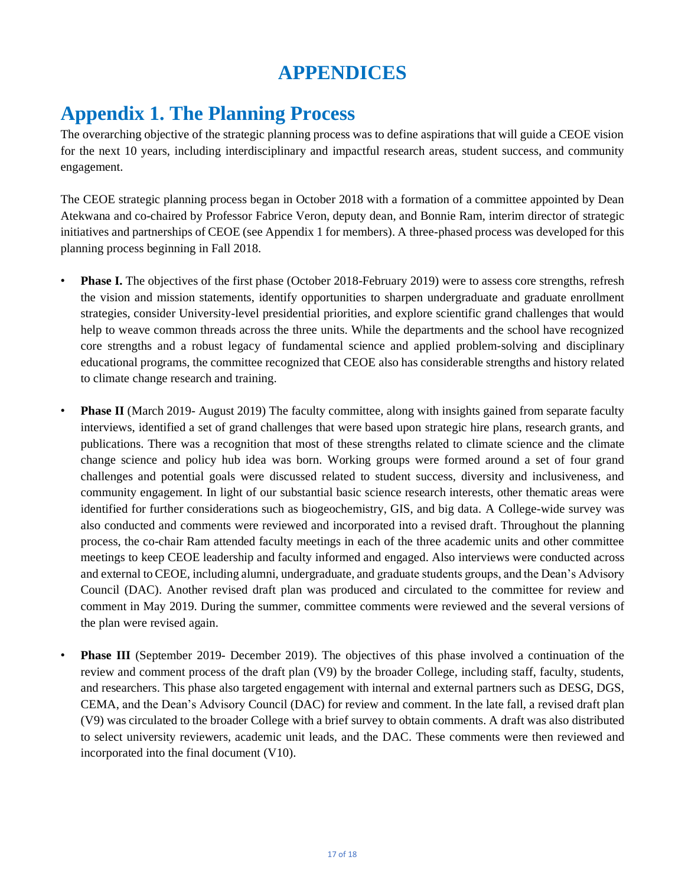# APPENDICES

## Appendix 1. The Planning Process

The overarching objective of the strategic planning process was to define aspirations that will guide a CEOE vision for the next 10 years, including interdisciplinary and impactful research areas, student success, and community engagement.

The CEOE strategic planning process began in October 2018 with a formation of a committee appointed by Dean Atekwana and co-chaired by Professor Fabrice Veron, deputy dean, and Bonnie Ram, interim director of strategic initiatives and partnerships of CEOE (see Appendix 1 for members). A three-phased process was developed for this planning process beginning in Fall 2018.

- **Phase I.** The objectives of the first phase (October 2018-February 2019) were to assess core strengths, refresh the vision and mission statements, identify opportunities to sharpen undergraduate and graduate enrollment strategies, consider University-level presidential priorities, and explore scientific grand challenges that would help to weave common threads across the three units. While the departments and the school have recognized core strengths and a robust legacy of fundamental science and applied problem-solving and disciplinary educational programs, the committee recognized that CEOE also has considerable strengths and history related to climate change research and training.

- **Phase II** (March 2019- August 2019) The faculty committee, along with insights gained from separate faculty interviews, identified a set of grand challenges that were based upon strategic hire plans, research grants, and publications. There was a recognition that most of these strengths related to climate science and the climate change science and policy hub idea was born. Working groups were formed around a set of four grand challenges and potential goals were discussed related to student success, diversity and inclusiveness, and community engagement. In light of our substantial basic science research interests, other thematic areas were identified for further considerations such as biogeochemistry, GIS, and big data. A College-wide survey was also conducted and comments were reviewed and incorporated into a revised draft. Throughout the planning process, the co-chair Ram attended faculty meetings in each of the three academic units and other committee meetings to keep CEOE leadership and faculty informed and engaged. Also interviews were conducted across and external to CEOE, including alumni, undergraduate, and graduate students groups, and the Dean's Advisory Council (DAC). Another revised draft plan was produced and circulated to the committee for review and comment in May 2019. During the summer, committee comments were reviewed and the several versions of the plan were revised again.

- **Phase III** (September 2019- December 2019). The objectives of this phase involved a continuation of the review and comment process of the draft plan (V9) by the broader College, including staff, faculty, students, and researchers. This phase also targeted engagement with internal and external partners such as DESG, DGS, CEMA, and the Dean's Advisory Council (DAC) for review and comment. In the late fall, a revised draft plan (V9) was circulated to the broader College with a brief survey to obtain comments. A draft was also distributed to select university reviewers, academic unit leads, and the DAC. These comments were then reviewed and incorporated into the final document (V10).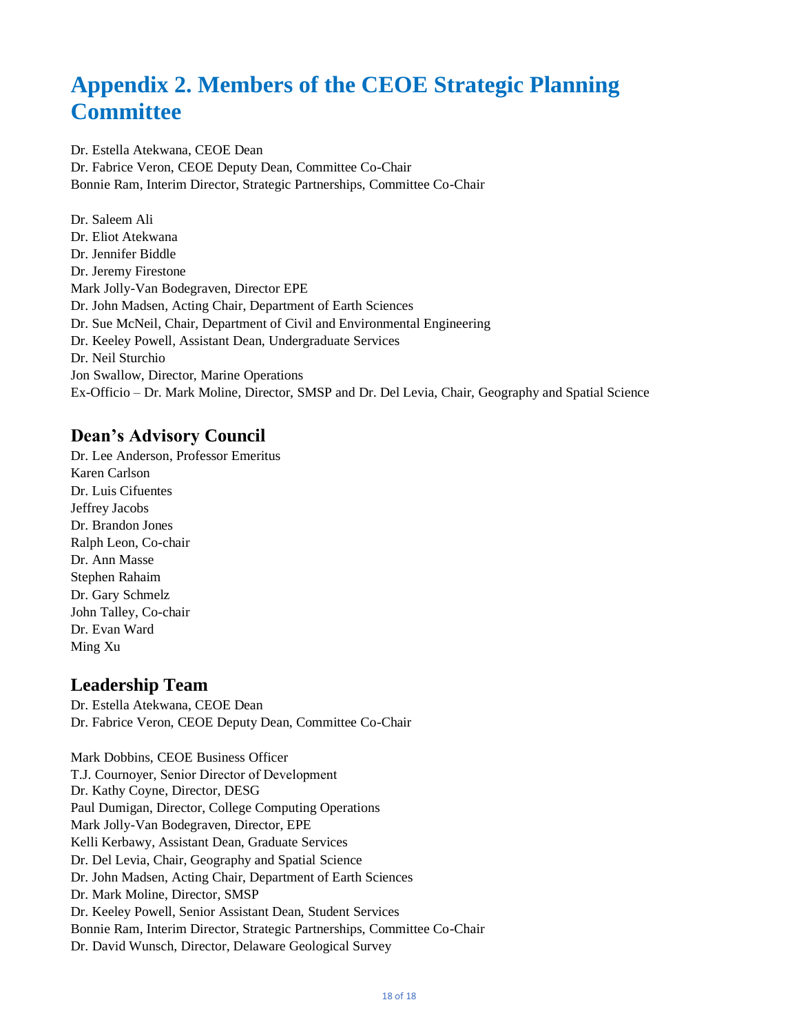# Appendix 2. Members of the CEOE Strategic Planning Committee

Dr. Estella Atekwana, CEOE Dean
Dr. Fabrice Veron, CEOE Deputy Dean, Committee Co-Chair
Bonnie Ram, Interim Director, Strategic Partnerships, Committee Co-Chair

Dr. Saleem Ali
Dr. Eliot Atekwana
Dr. Jennifer Biddle
Dr. Jeremy Firestone
Mark Jolly-Van Bodegraven, Director EPE
Dr. John Madsen, Acting Chair, Department of Earth Sciences
Dr. Sue McNeil, Chair, Department of Civil and Environmental Engineering
Dr. Keeley Powell, Assistant Dean, Undergraduate Services
Dr. Neil Sturchio
Jon Swallow, Director, Marine Operations
Ex-Officio – Dr. Mark Moline, Director, SMSP and Dr. Del Levia, Chair, Geography and Spatial Science

## Dean's Advisory Council

Dr. Lee Anderson, Professor Emeritus
Karen Carlson
Dr. Luis Cifuentes
Jeffrey Jacobs
Dr. Brandon Jones
Ralph Leon, Co-chair
Dr. Ann Masse
Stephen Rahaim
Dr. Gary Schmelz
John Talley, Co-chair
Dr. Evan Ward
Ming Xu

## Leadership Team

Dr. Estella Atekwana, CEOE Dean
Dr. Fabrice Veron, CEOE Deputy Dean, Committee Co-Chair

Mark Dobbins, CEOE Business Officer
T.J. Cournoyer, Senior Director of Development
Dr. Kathy Coyne, Director, DESG
Paul Dumigan, Director, College Computing Operations
Mark Jolly-Van Bodegraven, Director, EPE
Kelli Kerbawy, Assistant Dean, Graduate Services
Dr. Del Levia, Chair, Geography and Spatial Science
Dr. John Madsen, Acting Chair, Department of Earth Sciences
Dr. Mark Moline, Director, SMSP
Dr. Keeley Powell, Senior Assistant Dean, Student Services
Bonnie Ram, Interim Director, Strategic Partnerships, Committee Co-Chair
Dr. David Wunsch, Director, Delaware Geological Survey